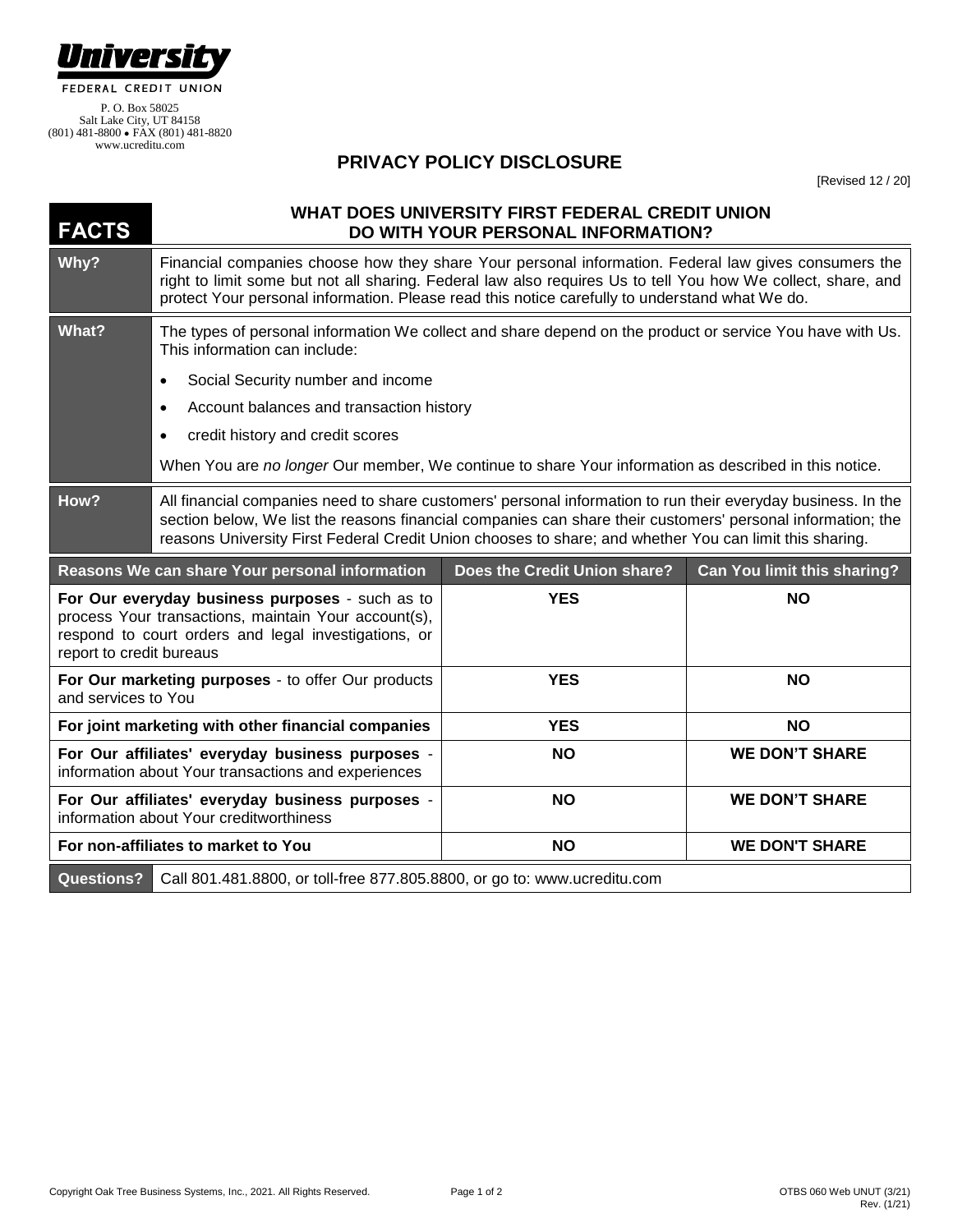**University**

FEDERAL CREDIT UNION

P. O. Box 58025
Salt Lake City, UT 84158
(801) 481-8800 • FAX (801) 481-8820
www.ucreditu.com

# PRIVACY POLICY DISCLOSURE

[Revised 12 / 20]

| FACTS | WHAT DOES UNIVERSITY FIRST FEDERAL CREDIT UNION DO WITH YOUR PERSONAL INFORMATION? |
|---|---|
| **Why?** | Financial companies choose how they share Your personal information. Federal law gives consumers the right to limit some but not all sharing. Federal law also requires Us to tell You how We collect, share, and protect Your personal information. Please read this notice carefully to understand what We do. |
| **What?** | The types of personal information We collect and share depend on the product or service You have with Us. This information can include:<br>• Social Security number and income<br>• Account balances and transaction history<br>• credit history and credit scores<br>When You are *no longer* Our member, We continue to share Your information as described in this notice. |
| **How?** | All financial companies need to share customers' personal information to run their everyday business. In the section below, We list the reasons financial companies can share their customers' personal information; the reasons University First Federal Credit Union chooses to share; and whether You can limit this sharing. |

| Reasons We can share Your personal information | Does the Credit Union share? | Can You limit this sharing? |
|---|---|---|
| **For Our everyday business purposes** - such as to process Your transactions, maintain Your account(s), respond to court orders and legal investigations, or report to credit bureaus | **YES** | **NO** |
| **For Our marketing purposes** - to offer Our products and services to You | **YES** | **NO** |
| **For joint marketing with other financial companies** | **YES** | **NO** |
| **For Our affiliates' everyday business purposes** - information about Your transactions and experiences | **NO** | **WE DON'T SHARE** |
| **For Our affiliates' everyday business purposes** - information about Your creditworthiness | **NO** | **WE DON'T SHARE** |
| **For non-affiliates to market to You** | **NO** | **WE DON'T SHARE** |

| **Questions?** | Call 801.481.8800, or toll-free 877.805.8800, or go to: www.ucreditu.com |
|---|---|

Copyright Oak Tree Business Systems, Inc., 2021. All Rights Reserved.

OTBS 060 Web UNUT (3/21)
Rev. (1/21)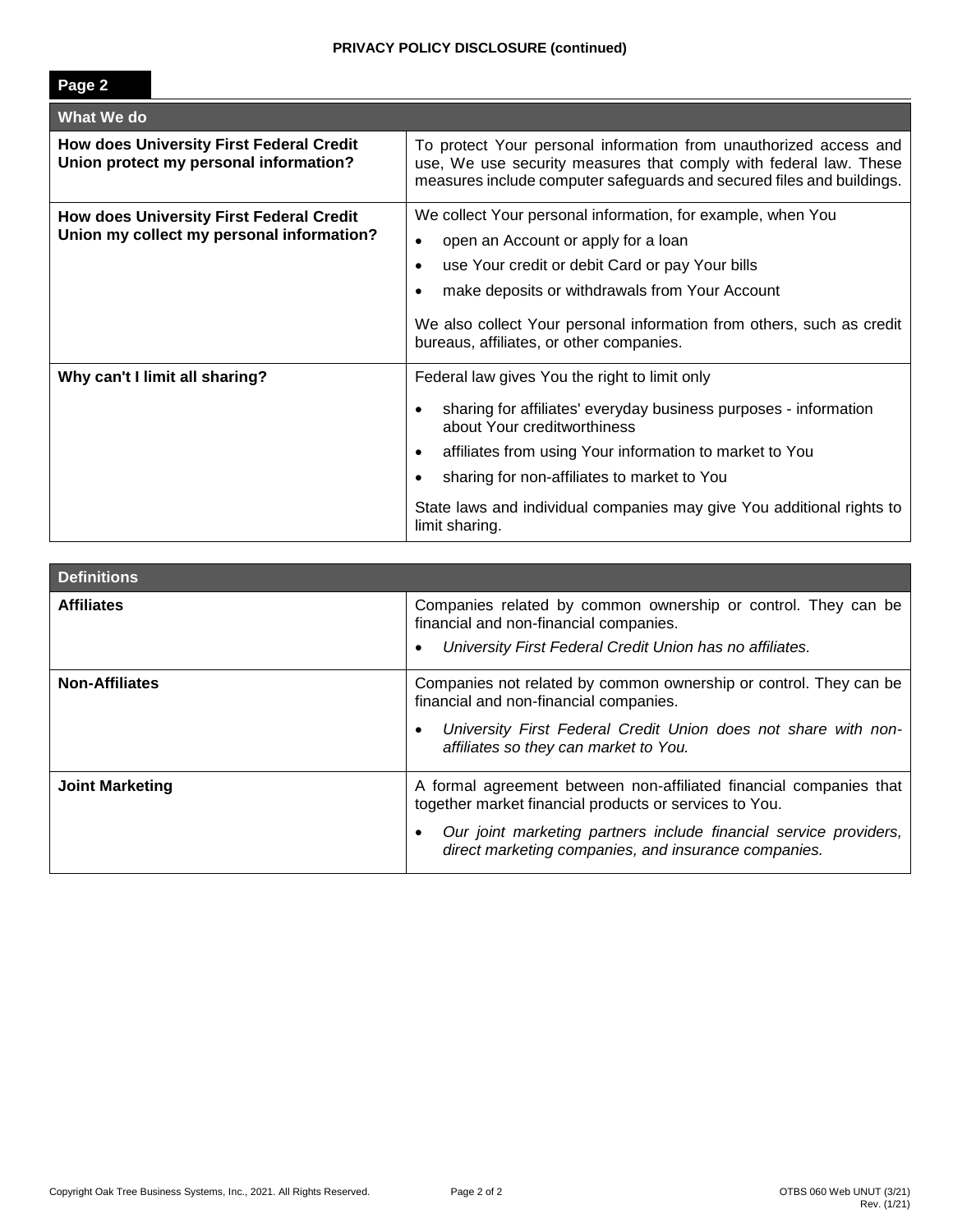**PRIVACY POLICY DISCLOSURE (continued)**

**Page 2**

| What We do | |
|---|---|
| **How does University First Federal Credit Union protect my personal information?** | To protect Your personal information from unauthorized access and use, We use security measures that comply with federal law. These measures include computer safeguards and secured files and buildings. |
| **How does University First Federal Credit Union my collect my personal information?** | We collect Your personal information, for example, when You<br>• open an Account or apply for a loan<br>• use Your credit or debit Card or pay Your bills<br>• make deposits or withdrawals from Your Account<br><br>We also collect Your personal information from others, such as credit bureaus, affiliates, or other companies. |
| **Why can't I limit all sharing?** | Federal law gives You the right to limit only<br>• sharing for affiliates' everyday business purposes - information about Your creditworthiness<br>• affiliates from using Your information to market to You<br>• sharing for non-affiliates to market to You<br><br>State laws and individual companies may give You additional rights to limit sharing. |

| Definitions | |
|---|---|
| **Affiliates** | Companies related by common ownership or control. They can be financial and non-financial companies.<br>• *University First Federal Credit Union has no affiliates.* |
| **Non-Affiliates** | Companies not related by common ownership or control. They can be financial and non-financial companies.<br>• *University First Federal Credit Union does not share with non-affiliates so they can market to You.* |
| **Joint Marketing** | A formal agreement between non-affiliated financial companies that together market financial products or services to You.<br>• *Our joint marketing partners include financial service providers, direct marketing companies, and insurance companies.* |

Copyright Oak Tree Business Systems, Inc., 2021. All Rights Reserved.

OTBS 060 Web UNUT (3/21)
Rev. (1/21)